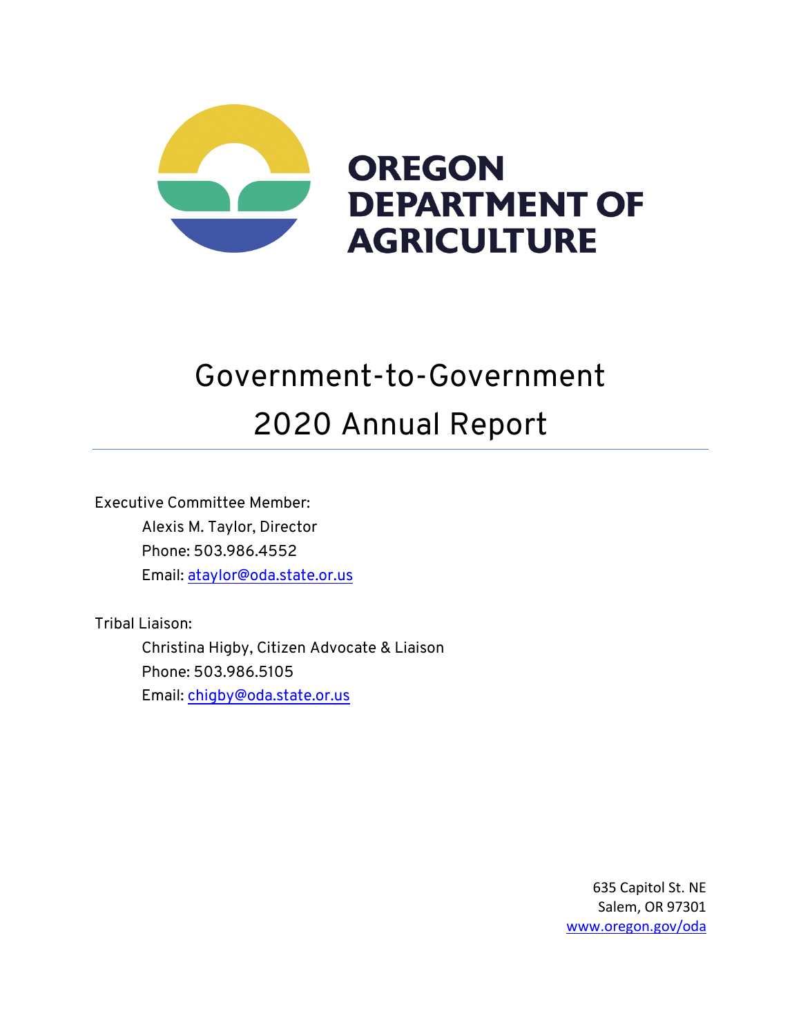**OREGON DEPARTMENT OF AGRICULTURE**

# Government-to-Government 2020 Annual Report

Executive Committee Member:

Alexis M. Taylor, Director
Phone: 503.986.4552
Email: ataylor@oda.state.or.us

Tribal Liaison:

Christina Higby, Citizen Advocate & Liaison
Phone: 503.986.5105
Email: chigby@oda.state.or.us

635 Capitol St. NE
Salem, OR 97301
www.oregon.gov/oda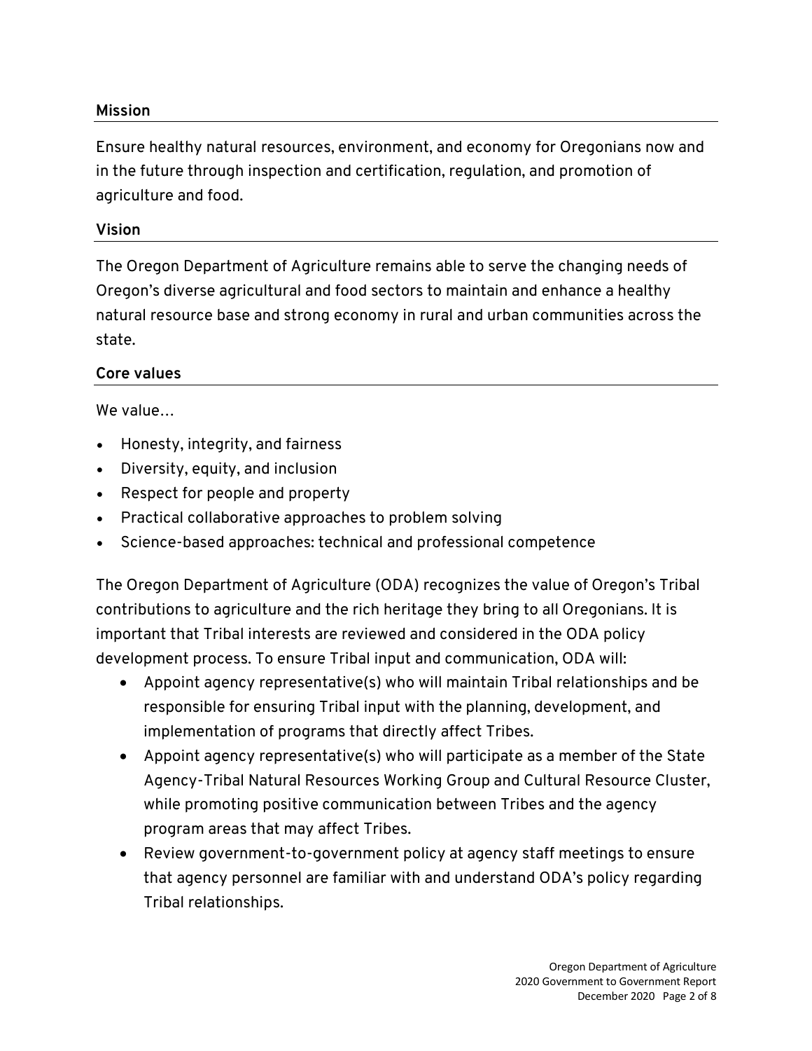## Mission

Ensure healthy natural resources, environment, and economy for Oregonians now and in the future through inspection and certification, regulation, and promotion of agriculture and food.

## Vision

The Oregon Department of Agriculture remains able to serve the changing needs of Oregon's diverse agricultural and food sectors to maintain and enhance a healthy natural resource base and strong economy in rural and urban communities across the state.

## Core values

We value…

- Honesty, integrity, and fairness
- Diversity, equity, and inclusion
- Respect for people and property
- Practical collaborative approaches to problem solving
- Science-based approaches: technical and professional competence

The Oregon Department of Agriculture (ODA) recognizes the value of Oregon's Tribal contributions to agriculture and the rich heritage they bring to all Oregonians. It is important that Tribal interests are reviewed and considered in the ODA policy development process. To ensure Tribal input and communication, ODA will:

- Appoint agency representative(s) who will maintain Tribal relationships and be responsible for ensuring Tribal input with the planning, development, and implementation of programs that directly affect Tribes.
- Appoint agency representative(s) who will participate as a member of the State Agency-Tribal Natural Resources Working Group and Cultural Resource Cluster, while promoting positive communication between Tribes and the agency program areas that may affect Tribes.
- Review government-to-government policy at agency staff meetings to ensure that agency personnel are familiar with and understand ODA's policy regarding Tribal relationships.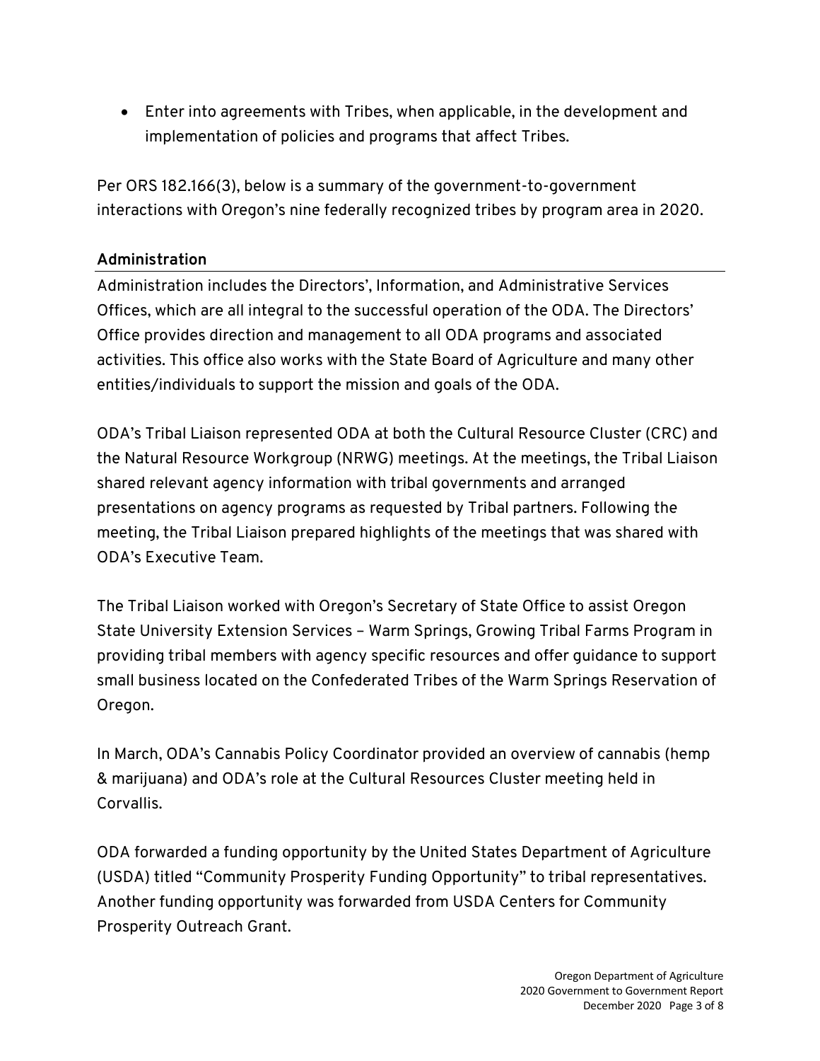- Enter into agreements with Tribes, when applicable, in the development and implementation of policies and programs that affect Tribes.

Per ORS 182.166(3), below is a summary of the government-to-government interactions with Oregon's nine federally recognized tribes by program area in 2020.

## Administration

Administration includes the Directors', Information, and Administrative Services Offices, which are all integral to the successful operation of the ODA. The Directors' Office provides direction and management to all ODA programs and associated activities. This office also works with the State Board of Agriculture and many other entities/individuals to support the mission and goals of the ODA.

ODA's Tribal Liaison represented ODA at both the Cultural Resource Cluster (CRC) and the Natural Resource Workgroup (NRWG) meetings. At the meetings, the Tribal Liaison shared relevant agency information with tribal governments and arranged presentations on agency programs as requested by Tribal partners. Following the meeting, the Tribal Liaison prepared highlights of the meetings that was shared with ODA's Executive Team.

The Tribal Liaison worked with Oregon's Secretary of State Office to assist Oregon State University Extension Services – Warm Springs, Growing Tribal Farms Program in providing tribal members with agency specific resources and offer guidance to support small business located on the Confederated Tribes of the Warm Springs Reservation of Oregon.

In March, ODA's Cannabis Policy Coordinator provided an overview of cannabis (hemp & marijuana) and ODA's role at the Cultural Resources Cluster meeting held in Corvallis.

ODA forwarded a funding opportunity by the United States Department of Agriculture (USDA) titled "Community Prosperity Funding Opportunity" to tribal representatives. Another funding opportunity was forwarded from USDA Centers for Community Prosperity Outreach Grant.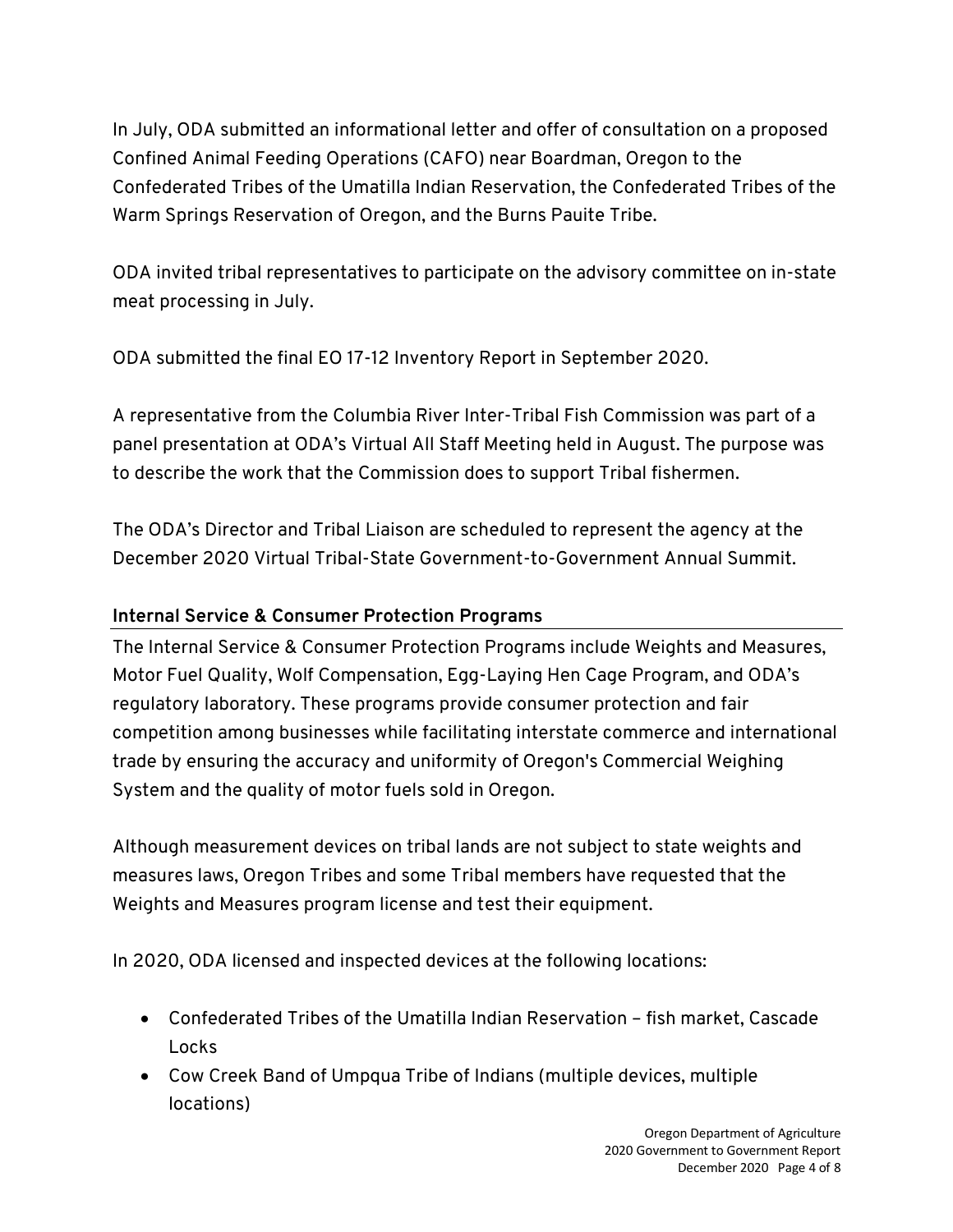In July, ODA submitted an informational letter and offer of consultation on a proposed Confined Animal Feeding Operations (CAFO) near Boardman, Oregon to the Confederated Tribes of the Umatilla Indian Reservation, the Confederated Tribes of the Warm Springs Reservation of Oregon, and the Burns Pauite Tribe.

ODA invited tribal representatives to participate on the advisory committee on in-state meat processing in July.

ODA submitted the final EO 17-12 Inventory Report in September 2020.

A representative from the Columbia River Inter-Tribal Fish Commission was part of a panel presentation at ODA's Virtual All Staff Meeting held in August. The purpose was to describe the work that the Commission does to support Tribal fishermen.

The ODA's Director and Tribal Liaison are scheduled to represent the agency at the December 2020 Virtual Tribal-State Government-to-Government Annual Summit.

## Internal Service & Consumer Protection Programs

The Internal Service & Consumer Protection Programs include Weights and Measures, Motor Fuel Quality, Wolf Compensation, Egg-Laying Hen Cage Program, and ODA's regulatory laboratory. These programs provide consumer protection and fair competition among businesses while facilitating interstate commerce and international trade by ensuring the accuracy and uniformity of Oregon's Commercial Weighing System and the quality of motor fuels sold in Oregon.

Although measurement devices on tribal lands are not subject to state weights and measures laws, Oregon Tribes and some Tribal members have requested that the Weights and Measures program license and test their equipment.

In 2020, ODA licensed and inspected devices at the following locations:

- Confederated Tribes of the Umatilla Indian Reservation – fish market, Cascade Locks
- Cow Creek Band of Umpqua Tribe of Indians (multiple devices, multiple locations)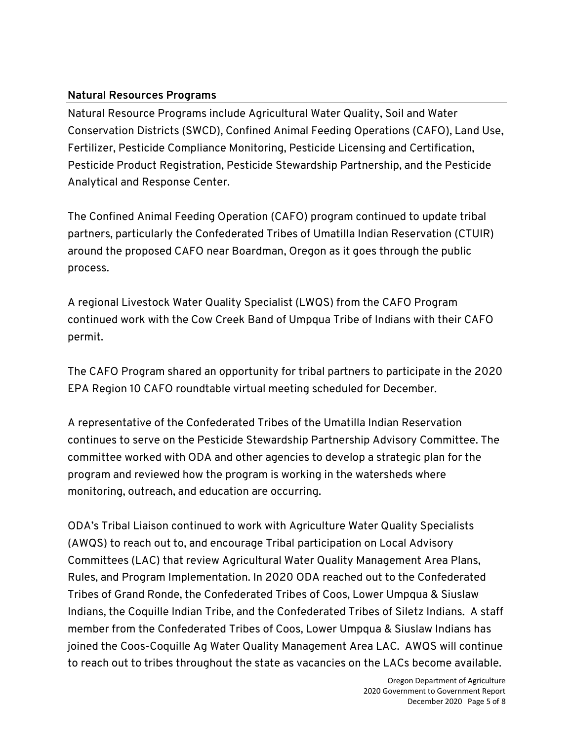## Natural Resources Programs

Natural Resource Programs include Agricultural Water Quality, Soil and Water Conservation Districts (SWCD), Confined Animal Feeding Operations (CAFO), Land Use, Fertilizer, Pesticide Compliance Monitoring, Pesticide Licensing and Certification, Pesticide Product Registration, Pesticide Stewardship Partnership, and the Pesticide Analytical and Response Center.

The Confined Animal Feeding Operation (CAFO) program continued to update tribal partners, particularly the Confederated Tribes of Umatilla Indian Reservation (CTUIR) around the proposed CAFO near Boardman, Oregon as it goes through the public process.

A regional Livestock Water Quality Specialist (LWQS) from the CAFO Program continued work with the Cow Creek Band of Umpqua Tribe of Indians with their CAFO permit.

The CAFO Program shared an opportunity for tribal partners to participate in the 2020 EPA Region 10 CAFO roundtable virtual meeting scheduled for December.

A representative of the Confederated Tribes of the Umatilla Indian Reservation continues to serve on the Pesticide Stewardship Partnership Advisory Committee. The committee worked with ODA and other agencies to develop a strategic plan for the program and reviewed how the program is working in the watersheds where monitoring, outreach, and education are occurring.

ODA's Tribal Liaison continued to work with Agriculture Water Quality Specialists (AWQS) to reach out to, and encourage Tribal participation on Local Advisory Committees (LAC) that review Agricultural Water Quality Management Area Plans, Rules, and Program Implementation. In 2020 ODA reached out to the Confederated Tribes of Grand Ronde, the Confederated Tribes of Coos, Lower Umpqua & Siuslaw Indians, the Coquille Indian Tribe, and the Confederated Tribes of Siletz Indians. A staff member from the Confederated Tribes of Coos, Lower Umpqua & Siuslaw Indians has joined the Coos-Coquille Ag Water Quality Management Area LAC. AWQS will continue to reach out to tribes throughout the state as vacancies on the LACs become available.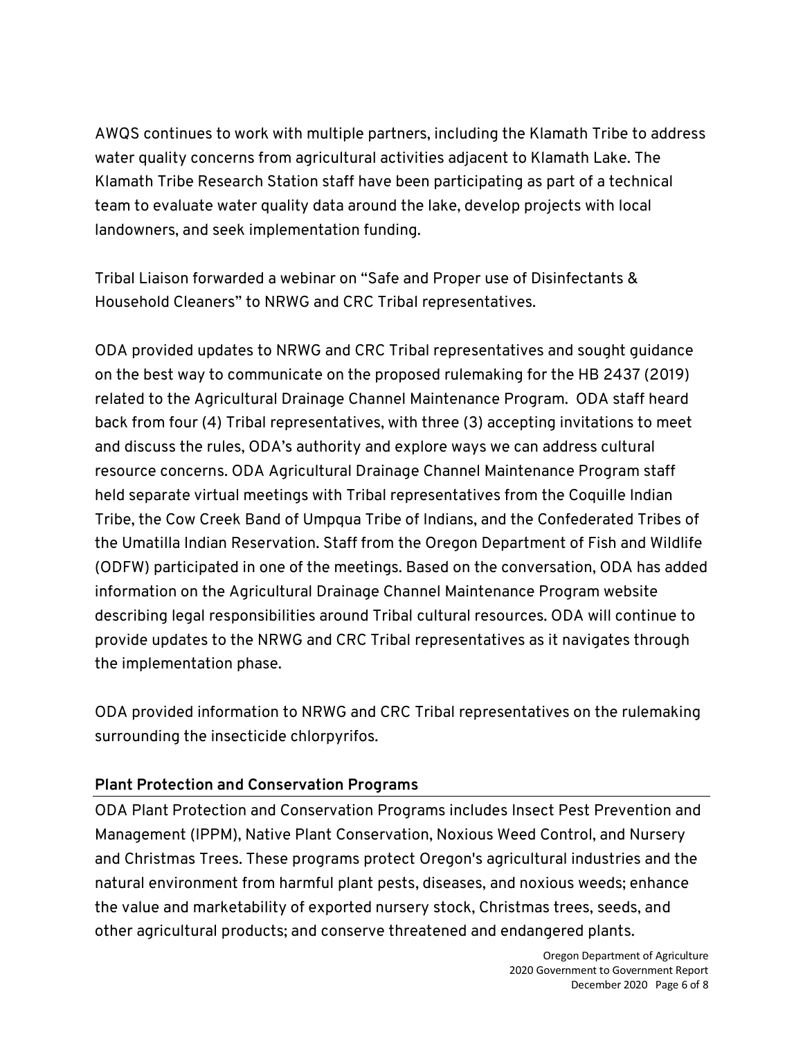AWQS continues to work with multiple partners, including the Klamath Tribe to address water quality concerns from agricultural activities adjacent to Klamath Lake. The Klamath Tribe Research Station staff have been participating as part of a technical team to evaluate water quality data around the lake, develop projects with local landowners, and seek implementation funding.

Tribal Liaison forwarded a webinar on "Safe and Proper use of Disinfectants & Household Cleaners" to NRWG and CRC Tribal representatives.

ODA provided updates to NRWG and CRC Tribal representatives and sought guidance on the best way to communicate on the proposed rulemaking for the HB 2437 (2019) related to the Agricultural Drainage Channel Maintenance Program. ODA staff heard back from four (4) Tribal representatives, with three (3) accepting invitations to meet and discuss the rules, ODA's authority and explore ways we can address cultural resource concerns. ODA Agricultural Drainage Channel Maintenance Program staff held separate virtual meetings with Tribal representatives from the Coquille Indian Tribe, the Cow Creek Band of Umpqua Tribe of Indians, and the Confederated Tribes of the Umatilla Indian Reservation. Staff from the Oregon Department of Fish and Wildlife (ODFW) participated in one of the meetings. Based on the conversation, ODA has added information on the Agricultural Drainage Channel Maintenance Program website describing legal responsibilities around Tribal cultural resources. ODA will continue to provide updates to the NRWG and CRC Tribal representatives as it navigates through the implementation phase.

ODA provided information to NRWG and CRC Tribal representatives on the rulemaking surrounding the insecticide chlorpyrifos.

## Plant Protection and Conservation Programs

ODA Plant Protection and Conservation Programs includes Insect Pest Prevention and Management (IPPM), Native Plant Conservation, Noxious Weed Control, and Nursery and Christmas Trees. These programs protect Oregon's agricultural industries and the natural environment from harmful plant pests, diseases, and noxious weeds; enhance the value and marketability of exported nursery stock, Christmas trees, seeds, and other agricultural products; and conserve threatened and endangered plants.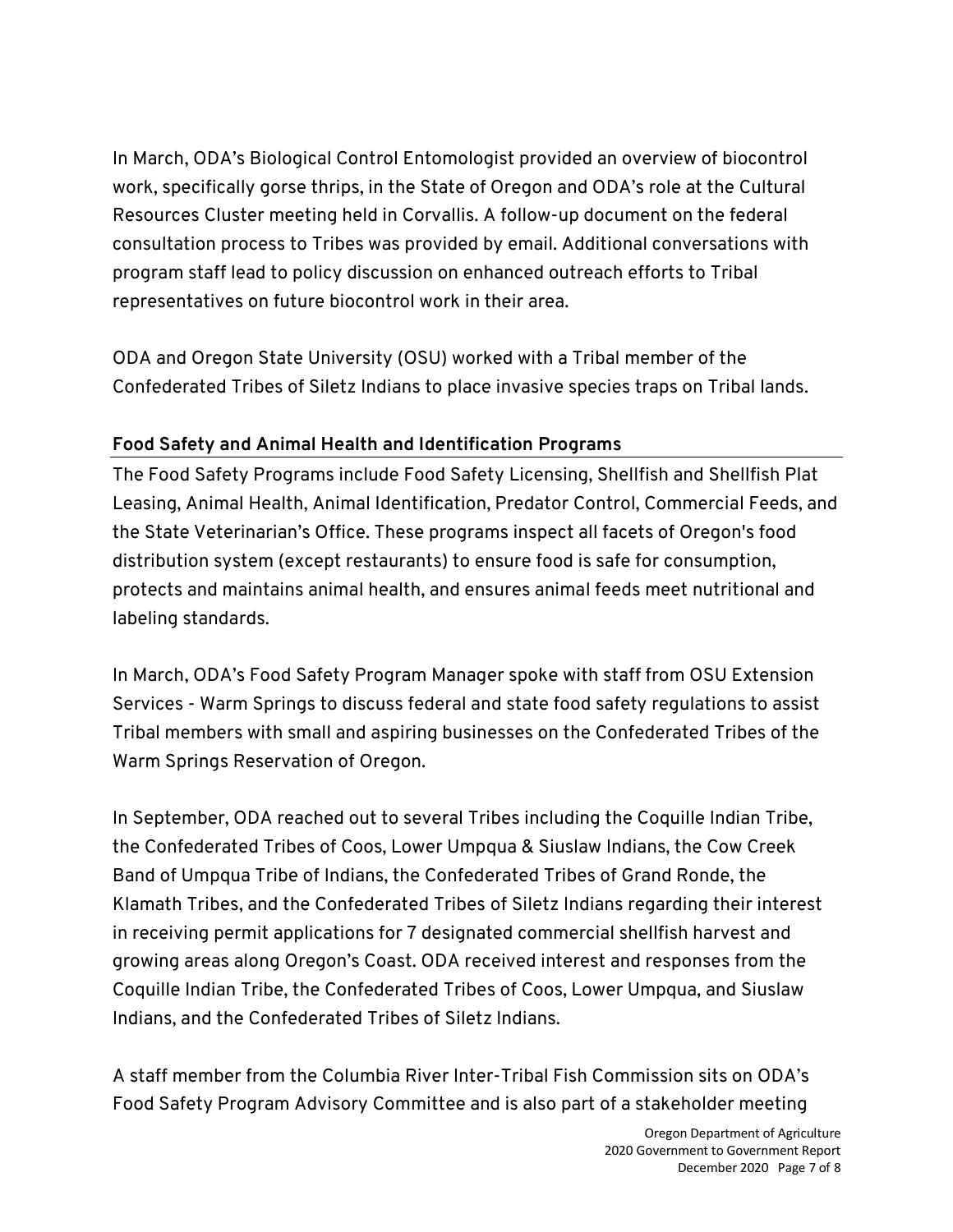In March, ODA's Biological Control Entomologist provided an overview of biocontrol work, specifically gorse thrips, in the State of Oregon and ODA's role at the Cultural Resources Cluster meeting held in Corvallis. A follow-up document on the federal consultation process to Tribes was provided by email. Additional conversations with program staff lead to policy discussion on enhanced outreach efforts to Tribal representatives on future biocontrol work in their area.

ODA and Oregon State University (OSU) worked with a Tribal member of the Confederated Tribes of Siletz Indians to place invasive species traps on Tribal lands.

## Food Safety and Animal Health and Identification Programs

The Food Safety Programs include Food Safety Licensing, Shellfish and Shellfish Plat Leasing, Animal Health, Animal Identification, Predator Control, Commercial Feeds, and the State Veterinarian's Office. These programs inspect all facets of Oregon's food distribution system (except restaurants) to ensure food is safe for consumption, protects and maintains animal health, and ensures animal feeds meet nutritional and labeling standards.

In March, ODA's Food Safety Program Manager spoke with staff from OSU Extension Services - Warm Springs to discuss federal and state food safety regulations to assist Tribal members with small and aspiring businesses on the Confederated Tribes of the Warm Springs Reservation of Oregon.

In September, ODA reached out to several Tribes including the Coquille Indian Tribe, the Confederated Tribes of Coos, Lower Umpqua & Siuslaw Indians, the Cow Creek Band of Umpqua Tribe of Indians, the Confederated Tribes of Grand Ronde, the Klamath Tribes, and the Confederated Tribes of Siletz Indians regarding their interest in receiving permit applications for 7 designated commercial shellfish harvest and growing areas along Oregon's Coast. ODA received interest and responses from the Coquille Indian Tribe, the Confederated Tribes of Coos, Lower Umpqua, and Siuslaw Indians, and the Confederated Tribes of Siletz Indians.

A staff member from the Columbia River Inter-Tribal Fish Commission sits on ODA's Food Safety Program Advisory Committee and is also part of a stakeholder meeting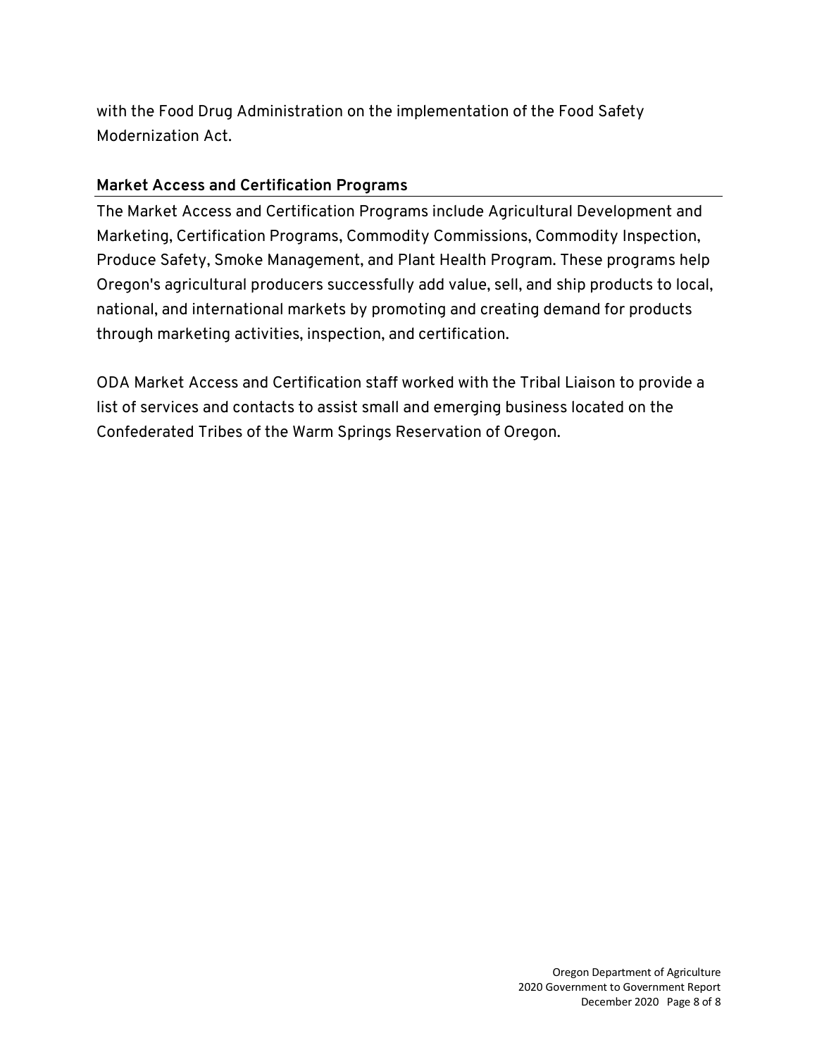with the Food Drug Administration on the implementation of the Food Safety Modernization Act.

## Market Access and Certification Programs

The Market Access and Certification Programs include Agricultural Development and Marketing, Certification Programs, Commodity Commissions, Commodity Inspection, Produce Safety, Smoke Management, and Plant Health Program. These programs help Oregon's agricultural producers successfully add value, sell, and ship products to local, national, and international markets by promoting and creating demand for products through marketing activities, inspection, and certification.

ODA Market Access and Certification staff worked with the Tribal Liaison to provide a list of services and contacts to assist small and emerging business located on the Confederated Tribes of the Warm Springs Reservation of Oregon.